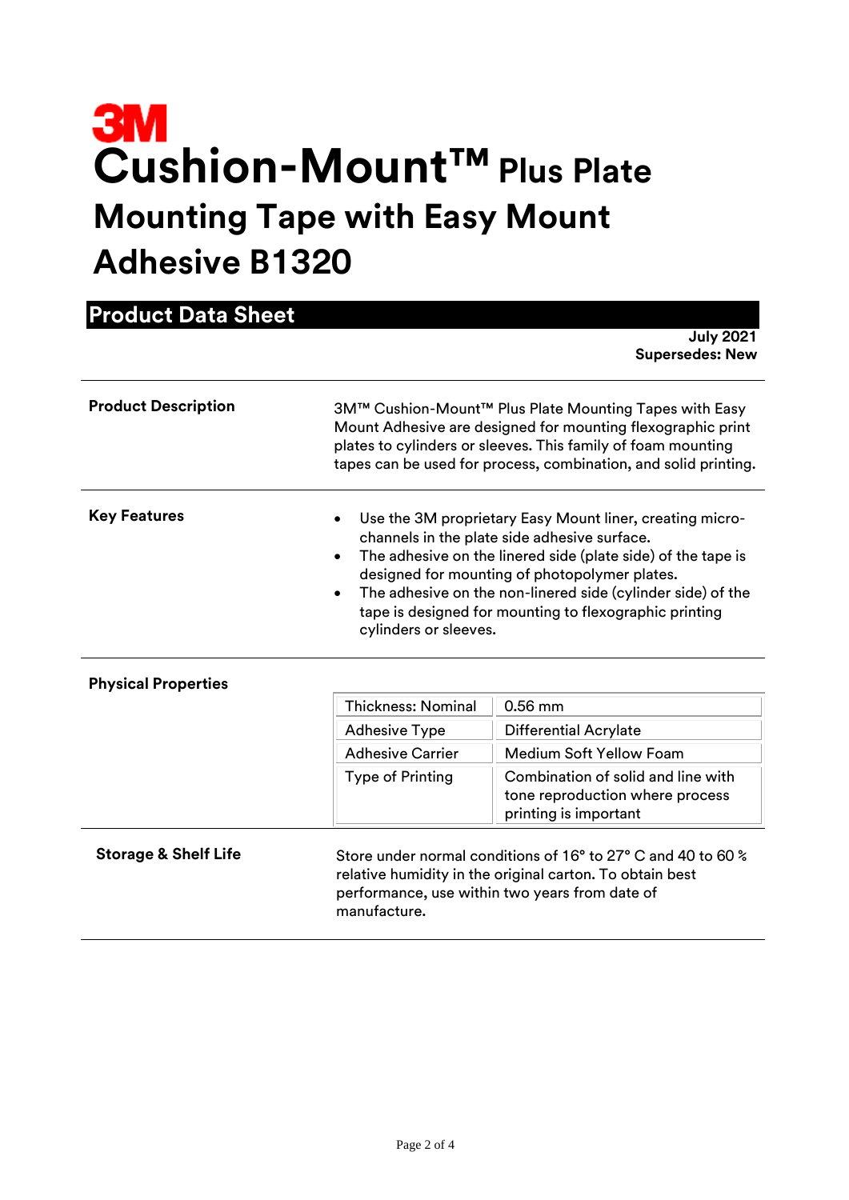3M

# Cushion-Mount™ Plus Plate Mounting Tape with Easy Mount Adhesive B1320

## Product Data Sheet

**July 2021**
**Supersedes: New**

---

**Product Description**

3M™ Cushion-Mount™ Plus Plate Mounting Tapes with Easy Mount Adhesive are designed for mounting flexographic print plates to cylinders or sleeves. This family of foam mounting tapes can be used for process, combination, and solid printing.

---

**Key Features**

- Use the 3M proprietary Easy Mount liner, creating micro-channels in the plate side adhesive surface.
- The adhesive on the linered side (plate side) of the tape is designed for mounting of photopolymer plates.
- The adhesive on the non-linered side (cylinder side) of the tape is designed for mounting to flexographic printing cylinders or sleeves.

---

**Physical Properties**

| | |
|---|---|
| Thickness: Nominal | 0.56 mm |
| Adhesive Type | Differential Acrylate |
| Adhesive Carrier | Medium Soft Yellow Foam |
| Type of Printing | Combination of solid and line with tone reproduction where process printing is important |

---

**Storage & Shelf Life**

Store under normal conditions of 16° to 27° C and 40 to 60 % relative humidity in the original carton. To obtain best performance, use within two years from date of manufacture.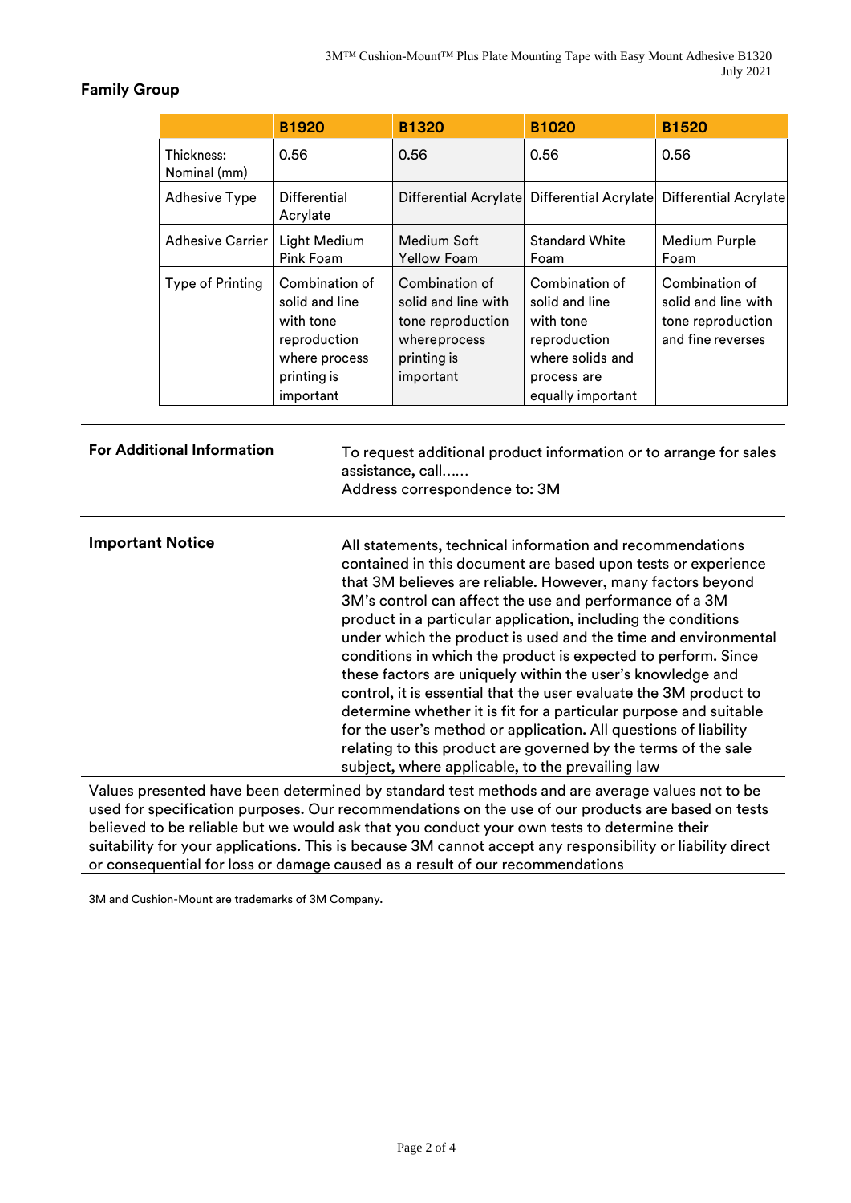## Family Group

| | B1920 | B1320 | B1020 | B1520 |
|---|---|---|---|---|
| Thickness: Nominal (mm) | 0.56 | 0.56 | 0.56 | 0.56 |
| Adhesive Type | Differential Acrylate | Differential Acrylate | Differential Acrylate | Differential Acrylate |
| Adhesive Carrier | Light Medium Pink Foam | Medium Soft Yellow Foam | Standard White Foam | Medium Purple Foam |
| Type of Printing | Combination of solid and line with tone reproduction where process printing is important | Combination of solid and line with tone reproduction whereprocess printing is important | Combination of solid and line with tone reproduction where solids and process are equally important | Combination of solid and line with tone reproduction and fine reverses |

**For Additional Information**

To request additional product information or to arrange for sales assistance, call……
Address correspondence to: 3M

**Important Notice**

All statements, technical information and recommendations contained in this document are based upon tests or experience that 3M believes are reliable. However, many factors beyond 3M's control can affect the use and performance of a 3M product in a particular application, including the conditions under which the product is used and the time and environmental conditions in which the product is expected to perform. Since these factors are uniquely within the user's knowledge and control, it is essential that the user evaluate the 3M product to determine whether it is fit for a particular purpose and suitable for the user's method or application. All questions of liability relating to this product are governed by the terms of the sale subject, where applicable, to the prevailing law

Values presented have been determined by standard test methods and are average values not to be used for specification purposes. Our recommendations on the use of our products are based on tests believed to be reliable but we would ask that you conduct your own tests to determine their suitability for your applications. This is because 3M cannot accept any responsibility or liability direct or consequential for loss or damage caused as a result of our recommendations

3M and Cushion-Mount are trademarks of 3M Company.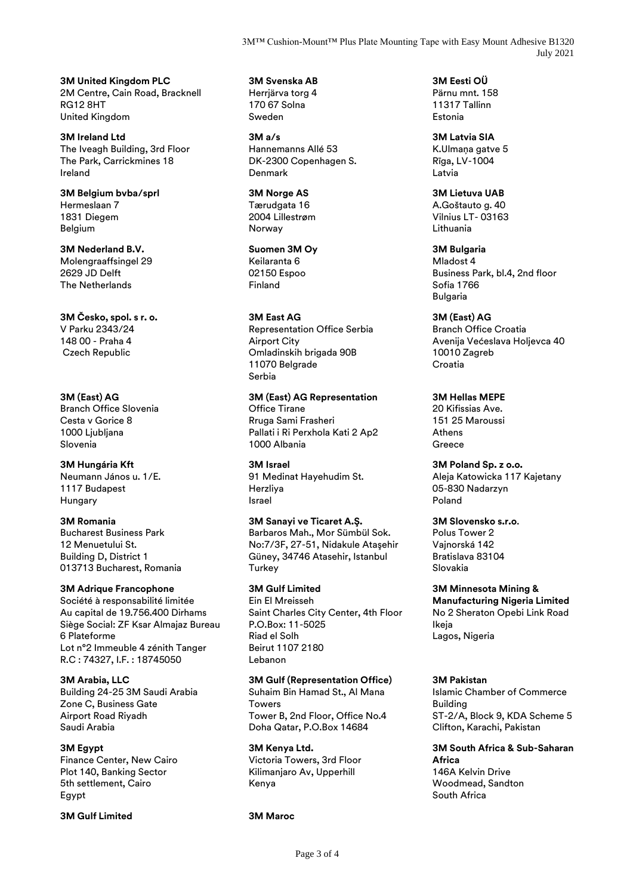**3M United Kingdom PLC**
2M Centre, Cain Road, Bracknell
RG12 8HT
United Kingdom

**3M Ireland Ltd**
The Iveagh Building, 3rd Floor
The Park, Carrickmines 18
Ireland

**3M Belgium bvba/sprl**
Hermeslaan 7
1831 Diegem
Belgium

**3M Nederland B.V.**
Molengraaffsingel 29
2629 JD Delft
The Netherlands

**3M Česko, spol. s r. o.**
V Parku 2343/24
148 00 - Praha 4
Czech Republic

**3M (East) AG**
Branch Office Slovenia
Cesta v Gorice 8
1000 Ljubljana
Slovenia

**3M Hungária Kft**
Neumann János u. 1/E.
1117 Budapest
Hungary

**3M Romania**
Bucharest Business Park
12 Menuetului St.
Building D, District 1
013713 Bucharest, Romania

**3M Adrique Francophone**
Société à responsabilité limitée
Au capital de 19.756.400 Dirhams
Siège Social: ZF Ksar Almajaz Bureau 6 Plateforme
Lot n°2 Immeuble 4 zénith Tanger
R.C : 74327, I.F. : 18745050

**3M Arabia, LLC**
Building 24-25 3M Saudi Arabia
Zone C, Business Gate
Airport Road Riyadh
Saudi Arabia

**3M Egypt**
Finance Center, New Cairo
Plot 140, Banking Sector
5th settlement, Cairo
Egypt

**3M Gulf Limited**

**3M Svenska AB**
Herrjärva torg 4
170 67 Solna
Sweden

**3M a/s**
Hannemanns Allé 53
DK-2300 Copenhagen S.
Denmark

**3M Norge AS**
Tærudgata 16
2004 Lillestrøm
Norway

**Suomen 3M Oy**
Keilaranta 6
02150 Espoo
Finland

**3M East AG**
Representation Office Serbia
Airport City
Omladinskih brigada 90B
11070 Belgrade
Serbia

**3M (East) AG Representation**
Office Tirane
Rruga Sami Frasheri
Pallati i Ri Perxhola Kati 2 Ap2
1000 Albania

**3M Israel**
91 Medinat Hayehudim St.
Herzliya
Israel

**3M Sanayi ve Ticaret A.Ş.**
Barbaros Mah., Mor Sümbül Sok.
No:7/3F, 27-51, Nidakule Ataşehir
Güney, 34746 Atasehir, Istanbul
Turkey

**3M Gulf Limited**
Ein El Mreisseh
Saint Charles City Center, 4th Floor
P.O.Box: 11-5025
Riad el Solh
Beirut 1107 2180
Lebanon

**3M Gulf (Representation Office)**
Suhaim Bin Hamad St., Al Mana Towers
Tower B, 2nd Floor, Office No.4
Doha Qatar, P.O.Box 14684

**3M Kenya Ltd.**
Victoria Towers, 3rd Floor
Kilimanjaro Av, Upperhill
Kenya

**3M Maroc**

**3M Eesti OÜ**
Pärnu mnt. 158
11317 Tallinn
Estonia

**3M Latvia SIA**
K.Ulmaņa gatve 5
Rīga, LV-1004
Latvia

**3M Lietuva UAB**
A.Goštauto g. 40
Vilnius LT- 03163
Lithuania

**3M Bulgaria**
Mladost 4
Business Park, bl.4, 2nd floor
Sofia 1766
Bulgaria

**3M (East) AG**
Branch Office Croatia
Avenija Većeslava Holjevca 40
10010 Zagreb
Croatia

**3M Hellas MEPE**
20 Kifissias Ave.
151 25 Maroussi
Athens
Greece

**3M Poland Sp. z o.o.**
Aleja Katowicka 117 Kajetany
05-830 Nadarzyn
Poland

**3M Slovensko s.r.o.**
Polus Tower 2
Vajnorská 142
Bratislava 83104
Slovakia

**3M Minnesota Mining & Manufacturing Nigeria Limited**
No 2 Sheraton Opebi Link Road
Ikeja
Lagos, Nigeria

**3M Pakistan**
Islamic Chamber of Commerce Building
ST-2/A, Block 9, KDA Scheme 5
Clifton, Karachi, Pakistan

**3M South Africa & Sub-Saharan Africa**
146A Kelvin Drive
Woodmead, Sandton
South Africa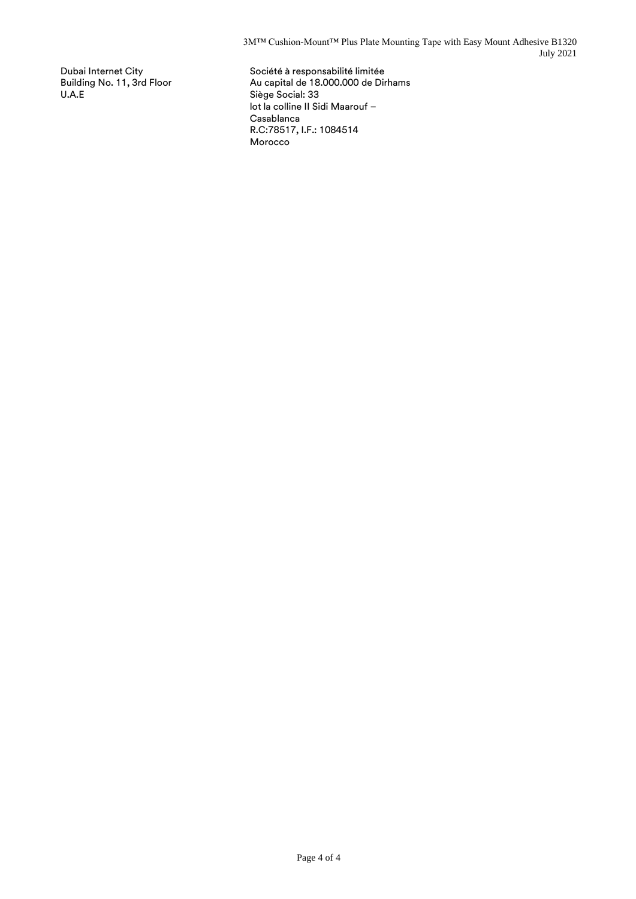Dubai Internet City
Building No. 11, 3rd Floor
U.A.E

Société à responsabilité limitée
Au capital de 18.000.000 de Dirhams
Siège Social: 33
lot la colline II Sidi Maarouf –
Casablanca
R.C:78517, I.F.: 1084514
Morocco